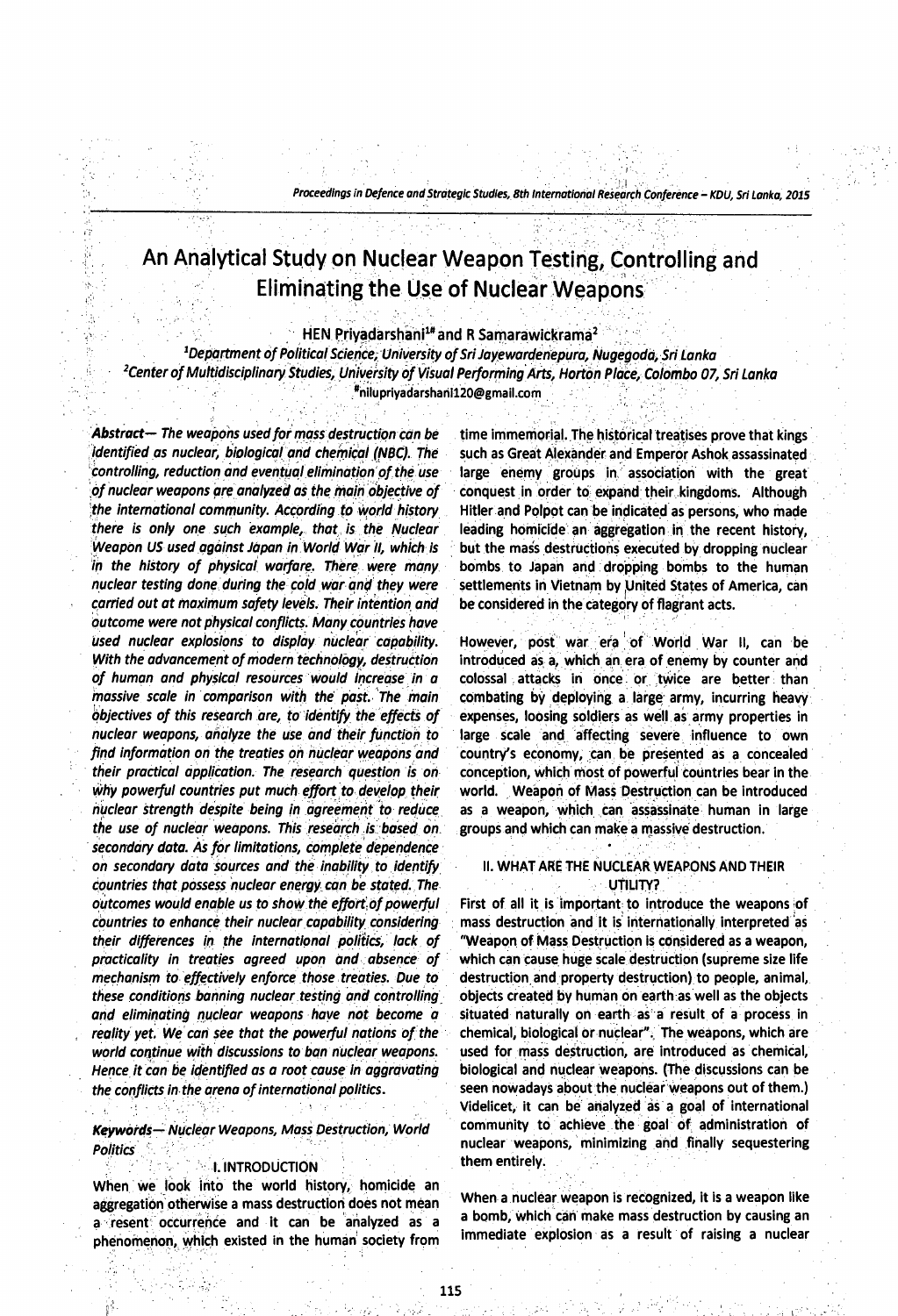# An Analytical Study on Nuclear Weapon Testing, Controlling and Eliminating the Use of Nuclear Weapons

HEN Priyadarshani[1#] and R Samarawickrama[2]

[1]Department of Political Science, University of Sri Jayewardenepura, Nugegoda, Sri Lanka
[2]Center of Multidisciplinary Studies, University of Visual Performing Arts, Horton Place, Colombo 07, Sri Lanka
#nilupriyadarshani120@gmail.com

***Abstract*— *The weapons used for mass destruction can be identified as nuclear, biological and chemical (NBC). The controlling, reduction and eventual elimination of the use of nuclear weapons are analyzed as the main objective of the international community. According to world history there is only one such example, that is the Nuclear Weapon US used against Japan in World War II, which is in the history of physical warfare. There were many nuclear testing done during the cold war and they were carried out at maximum safety levels. Their intention and outcome were not physical conflicts. Many countries have used nuclear explosions to display nuclear capability. With the advancement of modern technology, destruction of human and physical resources would increase in a massive scale in comparison with the past. The main objectives of this research are, to identify the effects of nuclear weapons, analyze the use and their function to find information on the treaties on nuclear weapons and their practical application. The research question is on why powerful countries put much effort to develop their nuclear strength despite being in agreement to reduce the use of nuclear weapons. This research is based on secondary data. As for limitations, complete dependence on secondary data sources and the inability to identify countries that possess nuclear energy can be stated. The outcomes would enable us to show the effort of powerful countries to enhance their nuclear capability considering their differences in the international politics, lack of practicality in treaties agreed upon and absence of mechanism to effectively enforce those treaties. Due to these conditions banning nuclear testing and controlling and eliminating nuclear weapons have not become a reality yet. We can see that the powerful nations of the world continue with discussions to ban nuclear weapons. Hence it can be identified as a root cause in aggravating the conflicts in the arena of international politics.*

***Keywords*— *Nuclear Weapons, Mass Destruction, World Politics***

## I. INTRODUCTION

When we look into the world history, homicide an aggregation otherwise a mass destruction does not mean a resent occurrence and it can be analyzed as a phenomenon, which existed in the human society from time immemorial. The historical treatises prove that kings such as Great Alexander and Emperor Ashok assassinated large enemy groups in association with the great conquest in order to expand their kingdoms. Although Hitler and Polpot can be indicated as persons, who made leading homicide an aggregation in the recent history, but the mass destructions executed by dropping nuclear bombs to Japan and dropping bombs to the human settlements in Vietnam by United States of America, can be considered in the category of flagrant acts.

However, post war era of World War II, can be introduced as a, which an era of enemy by counter and colossal attacks in once or twice are better than combating by deploying a large army, incurring heavy expenses, loosing soldiers as well as army properties in large scale and affecting severe influence to own country's economy, can be presented as a concealed conception, which most of powerful countries bear in the world. Weapon of Mass Destruction can be introduced as a weapon, which can assassinate human in large groups and which can make a massive destruction.

## II. WHAT ARE THE NUCLEAR WEAPONS AND THEIR UTILITY?

First of all it is important to introduce the weapons of mass destruction and it is internationally interpreted as "Weapon of Mass Destruction is considered as a weapon, which can cause huge scale destruction (supreme size life destruction and property destruction) to people, animal, objects created by human on earth as well as the objects situated naturally on earth as a result of a process in chemical, biological or nuclear". The weapons, which are used for mass destruction, are introduced as chemical, biological and nuclear weapons. (The discussions can be seen nowadays about the nuclear weapons out of them.) Videlicet, it can be analyzed as a goal of international community to achieve the goal of administration of nuclear weapons, minimizing and finally sequestering them entirely.

When a nuclear weapon is recognized, it is a weapon like a bomb, which can make mass destruction by causing an immediate explosion as a result of raising a nuclear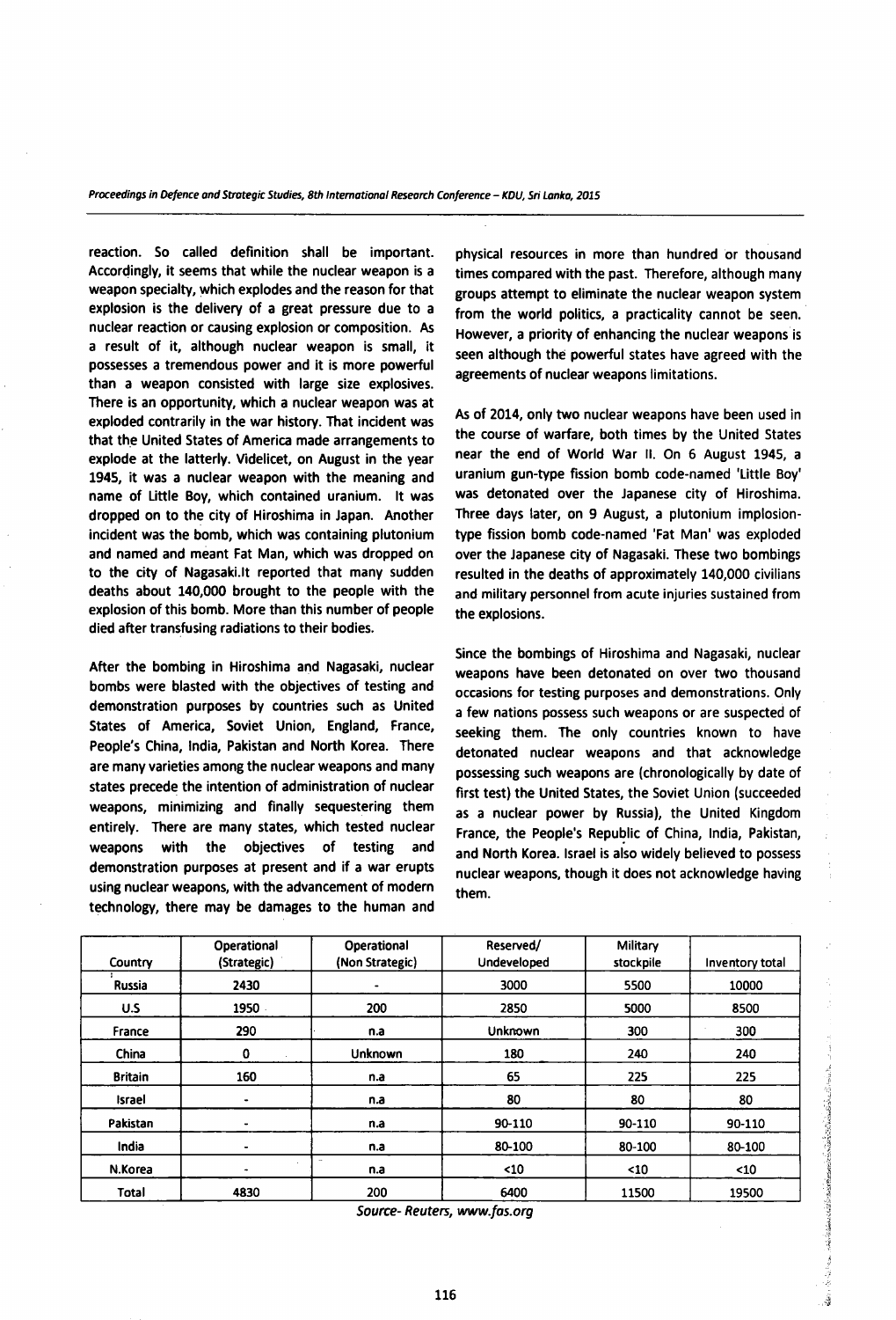reaction. So called definition shall be important. Accordingly, it seems that while the nuclear weapon is a weapon specialty, which explodes and the reason for that explosion is the delivery of a great pressure due to a nuclear reaction or causing explosion or composition. As a result of it, although nuclear weapon is small, it possesses a tremendous power and it is more powerful than a weapon consisted with large size explosives. There is an opportunity, which a nuclear weapon was at exploded contrarily in the war history. That incident was that the United States of America made arrangements to explode at the latterly. Videlicet, on August in the year 1945, it was a nuclear weapon with the meaning and name of Little Boy, which contained uranium. It was dropped on to the city of Hiroshima in Japan. Another incident was the bomb, which was containing plutonium and named and meant Fat Man, which was dropped on to the city of Nagasaki.It reported that many sudden deaths about 140,000 brought to the people with the explosion of this bomb. More than this number of people died after transfusing radiations to their bodies.

After the bombing in Hiroshima and Nagasaki, nuclear bombs were blasted with the objectives of testing and demonstration purposes by countries such as United States of America, Soviet Union, England, France, People's China, India, Pakistan and North Korea. There are many varieties among the nuclear weapons and many states precede the intention of administration of nuclear weapons, minimizing and finally sequestering them entirely. There are many states, which tested nuclear weapons with the objectives of testing and demonstration purposes at present and if a war erupts using nuclear weapons, with the advancement of modern technology, there may be damages to the human and physical resources in more than hundred or thousand times compared with the past. Therefore, although many groups attempt to eliminate the nuclear weapon system from the world politics, a practicality cannot be seen. However, a priority of enhancing the nuclear weapons is seen although the powerful states have agreed with the agreements of nuclear weapons limitations.

As of 2014, only two nuclear weapons have been used in the course of warfare, both times by the United States near the end of World War II. On 6 August 1945, a uranium gun-type fission bomb code-named 'Little Boy' was detonated over the Japanese city of Hiroshima. Three days later, on 9 August, a plutonium implosion-type fission bomb code-named 'Fat Man' was exploded over the Japanese city of Nagasaki. These two bombings resulted in the deaths of approximately 140,000 civilians and military personnel from acute injuries sustained from the explosions.

Since the bombings of Hiroshima and Nagasaki, nuclear weapons have been detonated on over two thousand occasions for testing purposes and demonstrations. Only a few nations possess such weapons or are suspected of seeking them. The only countries known to have detonated nuclear weapons and that acknowledge possessing such weapons are (chronologically by date of first test) the United States, the Soviet Union (succeeded as a nuclear power by Russia), the United Kingdom France, the People's Republic of China, India, Pakistan, and North Korea. Israel is also widely believed to possess nuclear weapons, though it does not acknowledge having them.

| Country | Operational (Strategic) | Operational (Non Strategic) | Reserved/ Undeveloped | Military stockpile | Inventory total |
|---|---|---|---|---|---|
| Russia | 2430 | - | 3000 | 5500 | 10000 |
| U.S | 1950 | 200 | 2850 | 5000 | 8500 |
| France | 290 | n.a | Unknown | 300 | 300 |
| China | 0 | Unknown | 180 | 240 | 240 |
| Britain | 160 | n.a | 65 | 225 | 225 |
| Israel | - | n.a | 80 | 80 | 80 |
| Pakistan | - | n.a | 90-110 | 90-110 | 90-110 |
| India | - | n.a | 80-100 | 80-100 | 80-100 |
| N.Korea | - | n.a | <10 | <10 | <10 |
| Total | 4830 | 200 | 6400 | 11500 | 19500 |

*Source- Reuters, www.fas.org*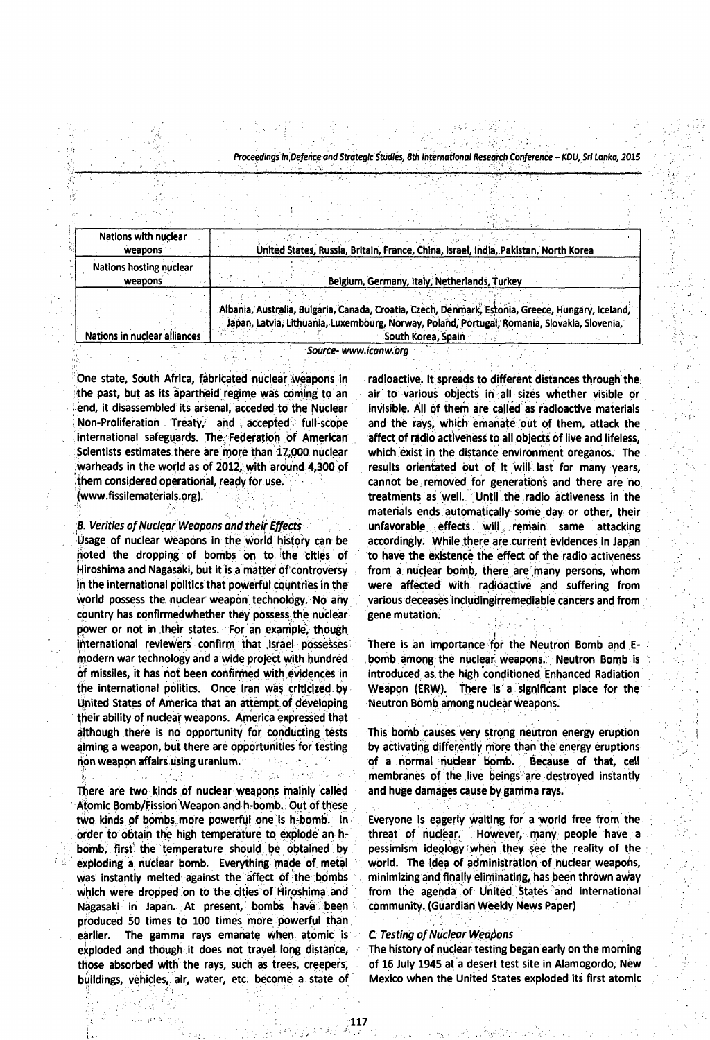| Nations with nuclear weapons | United States, Russia, Britain, France, China, Israel, India, Pakistan, North Korea |
|---|---|
| Nations hosting nuclear weapons | Belgium, Germany, Italy, Netherlands, Turkey |
| Nations in nuclear alliances | Albania, Australia, Bulgaria, Canada, Croatia, Czech, Denmark, Estonia, Greece, Hungary, Iceland, Japan, Latvia, Lithuania, Luxembourg, Norway, Poland, Portugal, Romania, Slovakia, Slovenia, South Korea, Spain |

Source- www.icanw.org

One state, South Africa, fabricated nuclear weapons in the past, but as its apartheid regime was coming to an end, it disassembled its arsenal, acceded to the Nuclear Non-Proliferation Treaty, and accepted full-scope international safeguards. The Federation of American Scientists estimates there are more than 17,000 nuclear warheads in the world as of 2012, with around 4,300 of them considered operational, ready for use. (www.fissilematerials.org).

### *B. Verities of Nuclear Weapons and their Effects*

Usage of nuclear weapons in the world history can be noted the dropping of bombs on to the cities of Hiroshima and Nagasaki, but it is a matter of controversy in the international politics that powerful countries in the world possess the nuclear weapon technology. No any country has confirmedwhether they possess the nuclear power or not in their states. For an example, though international reviewers confirm that Israel possesses modern war technology and a wide project with hundred of missiles, it has not been confirmed with evidences in the international politics. Once Iran was criticized by United States of America that an attempt of developing their ability of nuclear weapons. America expressed that although there is no opportunity for conducting tests aiming a weapon, but there are opportunities for testing non weapon affairs using uranium.

There are two kinds of nuclear weapons mainly called Atomic Bomb/Fission Weapon and h-bomb. Out of these two kinds of bombs more powerful one is h-bomb. In order to obtain the high temperature to explode an h-bomb, first the temperature should be obtained by exploding a nuclear bomb. Everything made of metal was instantly melted against the affect of the bombs which were dropped on to the cities of Hiroshima and Nagasaki in Japan. At present, bombs have been produced 50 times to 100 times more powerful than earlier. The gamma rays emanate when atomic is exploded and though it does not travel long distance, those absorbed with the rays, such as trees, creepers, buildings, vehicles, air, water, etc. become a state of radioactive. It spreads to different distances through the air to various objects in all sizes whether visible or invisible. All of them are called as radioactive materials and the rays, which emanate out of them, attack the affect of radio activeness to all objects of live and lifeless, which exist in the distance environment oreganos. The results orientated out of it will last for many years, cannot be removed for generations and there are no treatments as well. Until the radio activeness in the materials ends automatically some day or other, their unfavorable effects will remain same attacking accordingly. While there are current evidences in Japan to have the existence the effect of the radio activeness from a nuclear bomb, there are many persons, whom were affected with radioactive and suffering from various deceases includingirremediable cancers and from gene mutation.

There is an importance for the Neutron Bomb and E-bomb among the nuclear weapons. Neutron Bomb is introduced as the high conditioned Enhanced Radiation Weapon (ERW). There is a significant place for the Neutron Bomb among nuclear weapons.

This bomb causes very strong neutron energy eruption by activating differently more than the energy eruptions of a normal nuclear bomb. Because of that, cell membranes of the live beings are destroyed instantly and huge damages cause by gamma rays.

Everyone is eagerly waiting for a world free from the threat of nuclear. However, many people have a pessimism ideology when they see the reality of the world. The idea of administration of nuclear weapons, minimizing and finally eliminating, has been thrown away from the agenda of United States and international community. (Guardian Weekly News Paper)

### *C. Testing of Nuclear Weapons*

The history of nuclear testing began early on the morning of 16 July 1945 at a desert test site in Alamogordo, New Mexico when the United States exploded its first atomic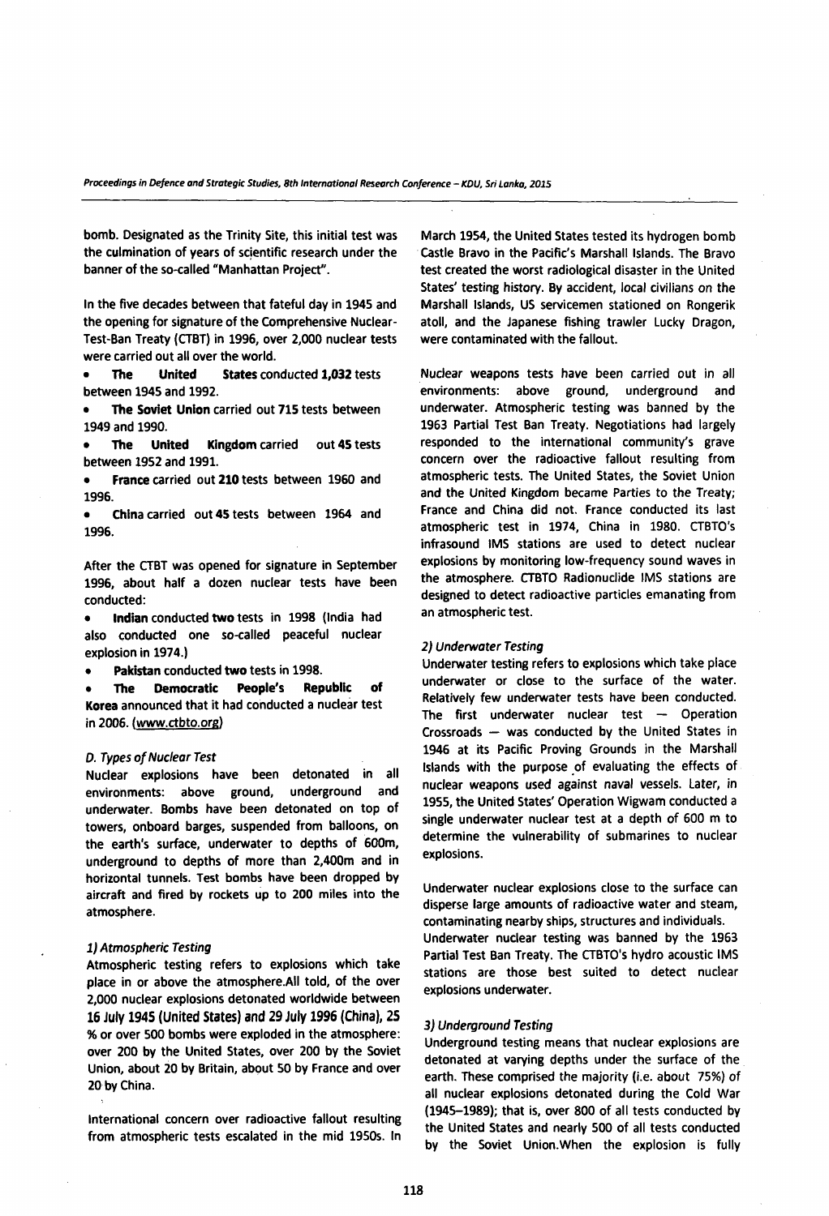bomb. Designated as the Trinity Site, this initial test was the culmination of years of scientific research under the banner of the so-called "Manhattan Project".

In the five decades between that fateful day in 1945 and the opening for signature of the Comprehensive Nuclear-Test-Ban Treaty (CTBT) in 1996, over 2,000 nuclear tests were carried out all over the world.

- **The United States** conducted **1,032** tests between 1945 and 1992.
- **The Soviet Union** carried out **715** tests between 1949 and 1990.
- **The United Kingdom** carried out **45** tests between 1952 and 1991.
- **France** carried out **210** tests between 1960 and 1996.
- **China** carried out **45** tests between 1964 and 1996.

After the CTBT was opened for signature in September 1996, about half a dozen nuclear tests have been conducted:

- **Indian** conducted **two** tests in 1998 (India had also conducted one so-called peaceful nuclear explosion in 1974.)
- **Pakistan** conducted **two** tests in 1998.
- **The Democratic People's Republic of Korea** announced that it had conducted a nuclear test in 2006. (www.ctbto.org)

### D. Types of Nuclear Test

Nuclear explosions have been detonated in all environments: above ground, underground and underwater. Bombs have been detonated on top of towers, onboard barges, suspended from balloons, on the earth's surface, underwater to depths of 600m, underground to depths of more than 2,400m and in horizontal tunnels. Test bombs have been dropped by aircraft and fired by rockets up to 200 miles into the atmosphere.

#### 1) Atmospheric Testing

Atmospheric testing refers to explosions which take place in or above the atmosphere.All told, of the over 2,000 nuclear explosions detonated worldwide between 16 July 1945 (United States) and 29 July 1996 (China), 25 % or over 500 bombs were exploded in the atmosphere: over 200 by the United States, over 200 by the Soviet Union, about 20 by Britain, about 50 by France and over 20 by China.

International concern over radioactive fallout resulting from atmospheric tests escalated in the mid 1950s. In March 1954, the United States tested its hydrogen bomb Castle Bravo in the Pacific's Marshall Islands. The Bravo test created the worst radiological disaster in the United States' testing history. By accident, local civilians on the Marshall Islands, US servicemen stationed on Rongerik atoll, and the Japanese fishing trawler Lucky Dragon, were contaminated with the fallout.

Nuclear weapons tests have been carried out in all environments: above ground, underground and underwater. Atmospheric testing was banned by the 1963 Partial Test Ban Treaty. Negotiations had largely responded to the international community's grave concern over the radioactive fallout resulting from atmospheric tests. The United States, the Soviet Union and the United Kingdom became Parties to the Treaty; France and China did not. France conducted its last atmospheric test in 1974, China in 1980. CTBTO's infrasound IMS stations are used to detect nuclear explosions by monitoring low-frequency sound waves in the atmosphere. CTBTO Radionuclide IMS stations are designed to detect radioactive particles emanating from an atmospheric test.

#### 2) Underwater Testing

Underwater testing refers to explosions which take place underwater or close to the surface of the water. Relatively few underwater tests have been conducted. The first underwater nuclear test — Operation Crossroads — was conducted by the United States in 1946 at its Pacific Proving Grounds in the Marshall Islands with the purpose of evaluating the effects of nuclear weapons used against naval vessels. Later, in 1955, the United States' Operation Wigwam conducted a single underwater nuclear test at a depth of 600 m to determine the vulnerability of submarines to nuclear explosions.

Underwater nuclear explosions close to the surface can disperse large amounts of radioactive water and steam, contaminating nearby ships, structures and individuals. Underwater nuclear testing was banned by the 1963 Partial Test Ban Treaty. The CTBTO's hydro acoustic IMS stations are those best suited to detect nuclear explosions underwater.

#### 3) Underground Testing

Underground testing means that nuclear explosions are detonated at varying depths under the surface of the earth. These comprised the majority (i.e. about 75%) of all nuclear explosions detonated during the Cold War (1945–1989); that is, over 800 of all tests conducted by the United States and nearly 500 of all tests conducted by the Soviet Union.When the explosion is fully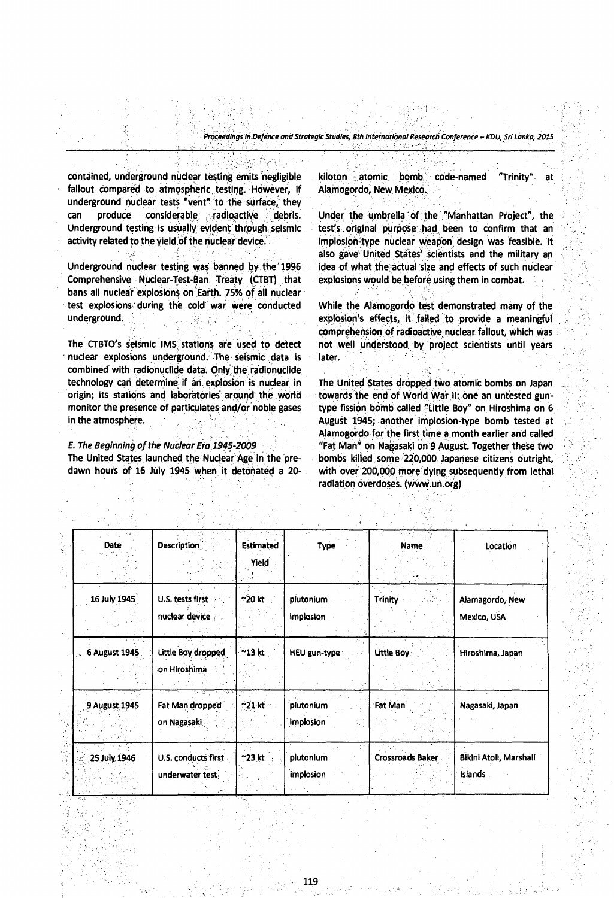contained, underground nuclear testing emits negligible fallout compared to atmospheric testing. However, if underground nuclear tests "vent" to the surface, they can produce considerable radioactive debris. Underground testing is usually evident through seismic activity related to the yield of the nuclear device.

Underground nuclear testing was banned by the 1996 Comprehensive Nuclear-Test-Ban Treaty (CTBT) that bans all nuclear explosions on Earth. 75% of all nuclear test explosions during the cold war were conducted underground.

The CTBTO's seismic IMS stations are used to detect nuclear explosions underground. The seismic data is combined with radionuclide data. Only the radionuclide technology can determine if an explosion is nuclear in origin; its stations and laboratories around the world monitor the presence of particulates and/or noble gases in the atmosphere.

*E. The Beginning of the Nuclear Era 1945-2009*

The United States launched the Nuclear Age in the pre-dawn hours of 16 July 1945 when it detonated a 20-kiloton atomic bomb code-named "Trinity" at Alamogordo, New Mexico.

Under the umbrella of the "Manhattan Project", the test's original purpose had been to confirm that an implosion-type nuclear weapon design was feasible. It also gave United States' scientists and the military an idea of what the actual size and effects of such nuclear explosions would be before using them in combat.

While the Alamogordo test demonstrated many of the explosion's effects, it failed to provide a meaningful comprehension of radioactive nuclear fallout, which was not well understood by project scientists until years later.

The United States dropped two atomic bombs on Japan towards the end of World War II: one an untested gun-type fission bomb called "Little Boy" on Hiroshima on 6 August 1945; another implosion-type bomb tested at Alamogordo for the first time a month earlier and called "Fat Man" on Nagasaki on 9 August. Together these two bombs killed some 220,000 Japanese citizens outright, with over 200,000 more dying subsequently from lethal radiation overdoses. (www.un.org)

| Date | Description | Estimated Yield | Type | Name | Location |
|---|---|---|---|---|---|
| 16 July 1945 | U.S. tests first nuclear device | ~20 kt | plutonium implosion | Trinity | Alamagordo, New Mexico, USA |
| 6 August 1945 | Little Boy dropped on Hiroshima | ~13 kt | HEU gun-type | Little Boy | Hiroshima, Japan |
| 9 August 1945 | Fat Man dropped on Nagasaki | ~21 kt | plutonium implosion | Fat Man | Nagasaki, Japan |
| 25 July 1946 | U.S. conducts first underwater test | ~23 kt | plutonium implosion | Crossroads Baker | Bikini Atoll, Marshall Islands |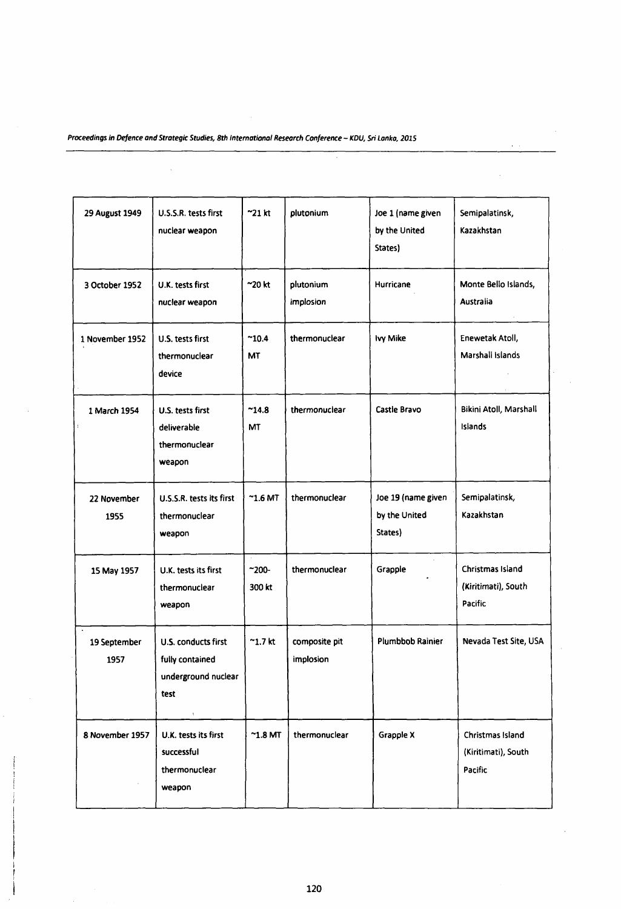| 29 August 1949 | U.S.S.R. tests first nuclear weapon | ~21 kt | plutonium | Joe 1 (name given by the United States) | Semipalatinsk, Kazakhstan |
|---|---|---|---|---|---|
| 3 October 1952 | U.K. tests first nuclear weapon | ~20 kt | plutonium implosion | Hurricane | Monte Bello Islands, Australia |
| 1 November 1952 | U.S. tests first thermonuclear device | ~10.4 MT | thermonuclear | Ivy Mike | Enewetak Atoll, Marshall Islands |
| 1 March 1954 | U.S. tests first deliverable thermonuclear weapon | ~14.8 MT | thermonuclear | Castle Bravo | Bikini Atoll, Marshall Islands |
| 22 November 1955 | U.S.S.R. tests its first thermonuclear weapon | ~1.6 MT | thermonuclear | Joe 19 (name given by the United States) | Semipalatinsk, Kazakhstan |
| 15 May 1957 | U.K. tests its first thermonuclear weapon | ~200-300 kt | thermonuclear | Grapple | Christmas Island (Kiritimati), South Pacific |
| 19 September 1957 | U.S. conducts first fully contained underground nuclear test | ~1.7 kt | composite pit implosion | Plumbbob Rainier | Nevada Test Site, USA |
| 8 November 1957 | U.K. tests its first successful thermonuclear weapon | ~1.8 MT | thermonuclear | Grapple X | Christmas Island (Kiritimati), South Pacific |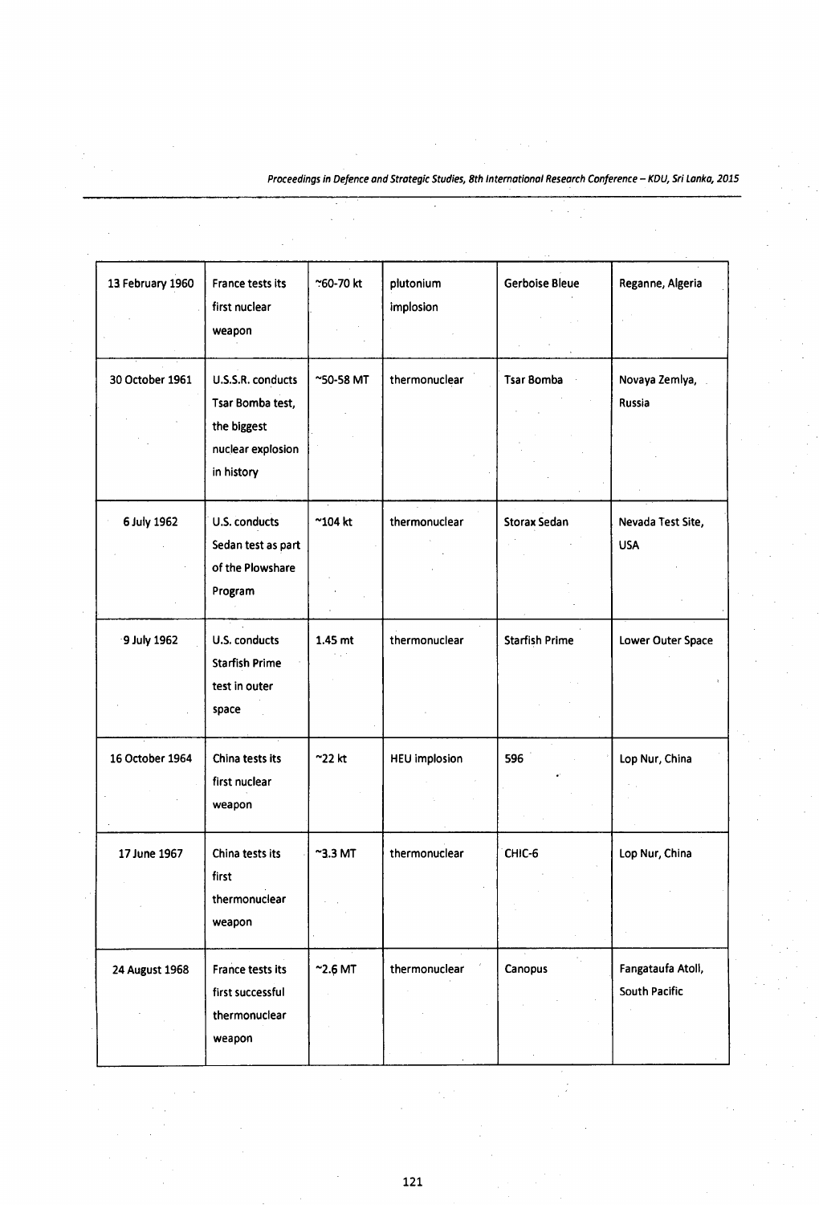| 13 February 1960 | France tests its first nuclear weapon | ~60-70 kt | plutonium implosion | Gerboise Bleue | Reganne, Algeria |
|---|---|---|---|---|---|
| 30 October 1961 | U.S.S.R. conducts Tsar Bomba test, the biggest nuclear explosion in history | ~50-58 MT | thermonuclear | Tsar Bomba | Novaya Zemlya, Russia |
| 6 July 1962 | U.S. conducts Sedan test as part of the Plowshare Program | ~104 kt | thermonuclear | Storax Sedan | Nevada Test Site, USA |
| 9 July 1962 | U.S. conducts Starfish Prime test in outer space | 1.45 mt | thermonuclear | Starfish Prime | Lower Outer Space |
| 16 October 1964 | China tests its first nuclear weapon | ~22 kt | HEU implosion | 596 | Lop Nur, China |
| 17 June 1967 | China tests its first thermonuclear weapon | ~3.3 MT | thermonuclear | CHIC-6 | Lop Nur, China |
| 24 August 1968 | France tests its first successful thermonuclear weapon | ~2.6 MT | thermonuclear | Canopus | Fangataufa Atoll, South Pacific |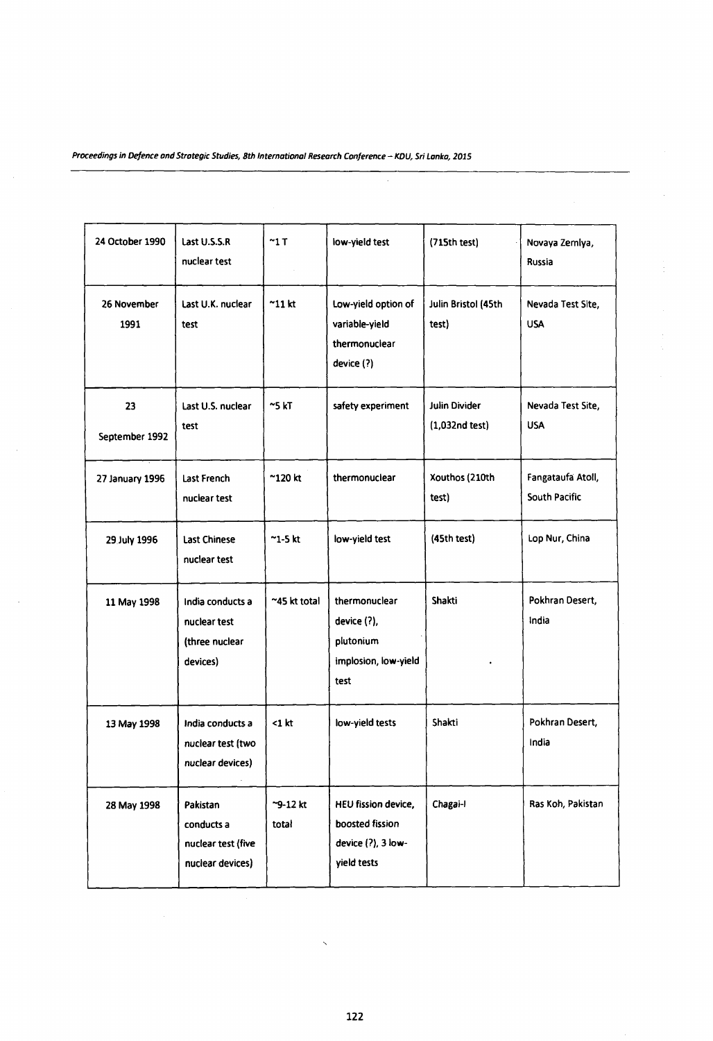| 24 October 1990 | Last U.S.S.R nuclear test | ~1 T | low-yield test | (715th test) | Novaya Zemlya, Russia |
|---|---|---|---|---|---|
| 26 November 1991 | Last U.K. nuclear test | ~11 kt | Low-yield option of variable-yield thermonuclear device (?) | Julin Bristol (45th test) | Nevada Test Site, USA |
| 23 September 1992 | Last U.S. nuclear test | ~5 kT | safety experiment | Julin Divider (1,032nd test) | Nevada Test Site, USA |
| 27 January 1996 | Last French nuclear test | ~120 kt | thermonuclear | Xouthos (210th test) | Fangataufa Atoll, South Pacific |
| 29 July 1996 | Last Chinese nuclear test | ~1-5 kt | low-yield test | (45th test) | Lop Nur, China |
| 11 May 1998 | India conducts a nuclear test (three nuclear devices) | ~45 kt total | thermonuclear device (?), plutonium implosion, low-yield test | Shakti | Pokhran Desert, India |
| 13 May 1998 | India conducts a nuclear test (two nuclear devices) | <1 kt | low-yield tests | Shakti | Pokhran Desert, India |
| 28 May 1998 | Pakistan conducts a nuclear test (five nuclear devices) | ~9-12 kt total | HEU fission device, boosted fission device (?), 3 low-yield tests | Chagai-I | Ras Koh, Pakistan |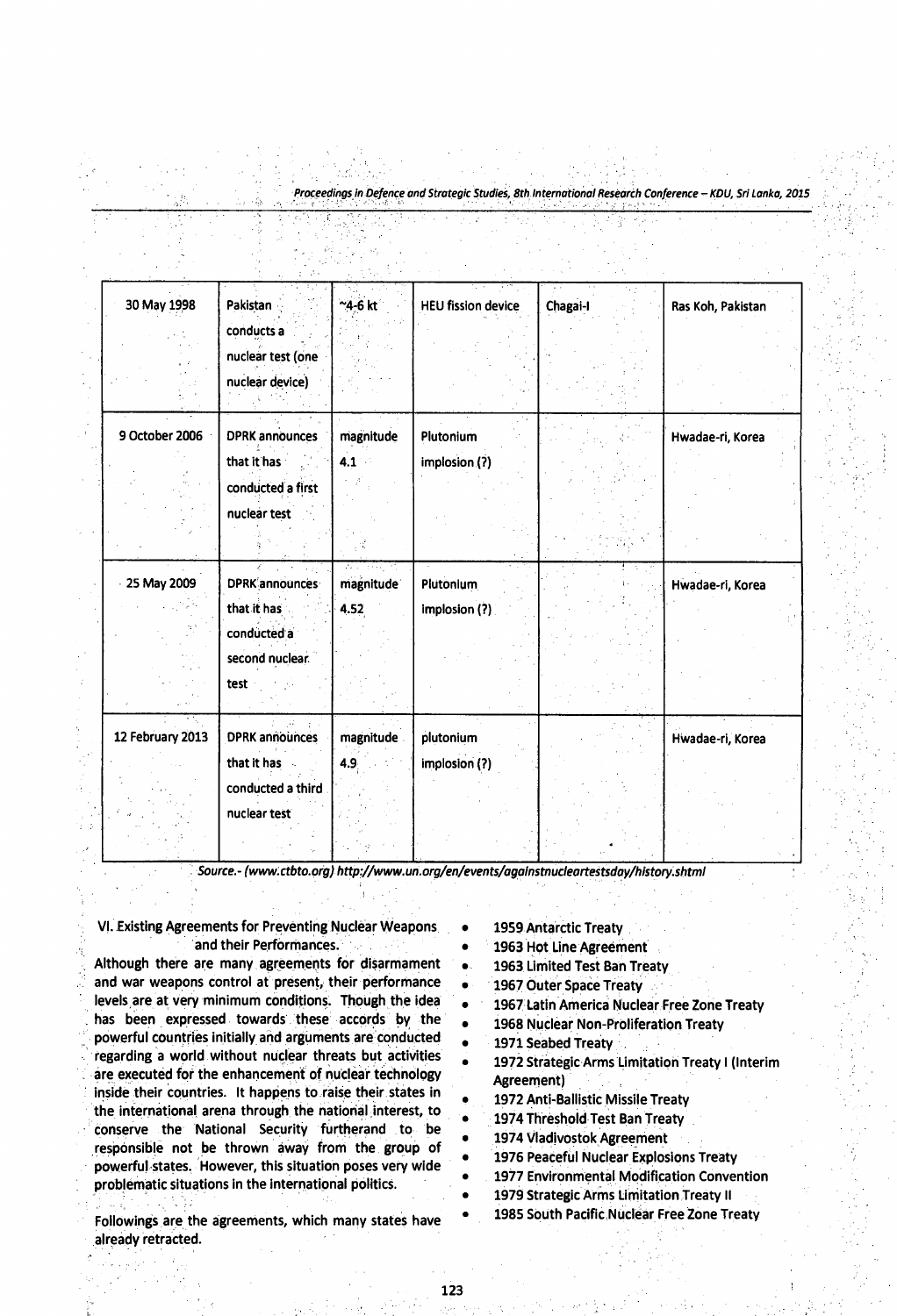| 30 May 1998 | Pakistan conducts a nuclear test (one nuclear device) | ~4-6 kt | HEU fission device | Chagai-I | Ras Koh, Pakistan |
|---|---|---|---|---|---|
| 9 October 2006 | DPRK announces that it has conducted a first nuclear test | magnitude 4.1 | Plutonium implosion (?) | | Hwadae-ri, Korea |
| 25 May 2009 | DPRK announces that it has conducted a second nuclear test | magnitude 4.52 | Plutonium implosion (?) | | Hwadae-ri, Korea |
| 12 February 2013 | DPRK announces that it has conducted a third nuclear test | magnitude 4.9 | plutonium implosion (?) | | Hwadae-ri, Korea |

*Source.- (www.ctbto.org) http://www.un.org/en/events/againstnucleartestsday/history.shtml*

## VI. Existing Agreements for Preventing Nuclear Weapons and their Performances.

Although there are many agreements for disarmament and war weapons control at present, their performance levels are at very minimum conditions. Though the idea has been expressed towards these accords by the powerful countries initially and arguments are conducted regarding a world without nuclear threats but activities are executed for the enhancement of nuclear technology inside their countries. It happens to raise their states in the international arena through the national interest, to conserve the National Security furtherand to be responsible not be thrown away from the group of powerful states. However, this situation poses very wide problematic situations in the international politics.

Followings are the agreements, which many states have already retracted.

- 1959 Antarctic Treaty
- 1963 Hot Line Agreement
- 1963 Limited Test Ban Treaty
- 1967 Outer Space Treaty
- 1967 Latin America Nuclear Free Zone Treaty
- 1968 Nuclear Non-Proliferation Treaty
- 1971 Seabed Treaty
- 1972 Strategic Arms Limitation Treaty I (Interim Agreement)
- 1972 Anti-Ballistic Missile Treaty
- 1974 Threshold Test Ban Treaty
- 1974 Vladivostok Agreement
- 1976 Peaceful Nuclear Explosions Treaty
- 1977 Environmental Modification Convention
- 1979 Strategic Arms Limitation Treaty II
- 1985 South Pacific Nuclear Free Zone Treaty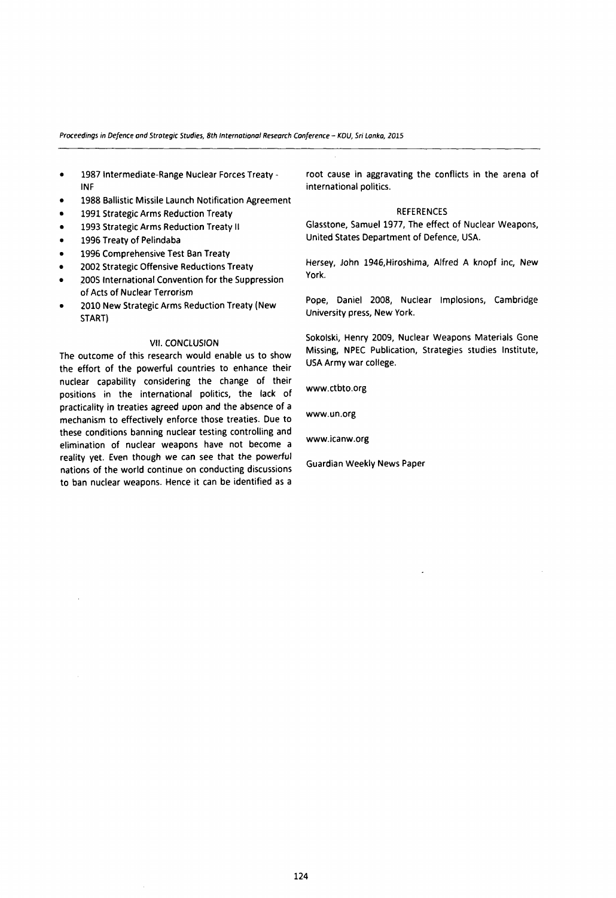- 1987 Intermediate-Range Nuclear Forces Treaty - INF
- 1988 Ballistic Missile Launch Notification Agreement
- 1991 Strategic Arms Reduction Treaty
- 1993 Strategic Arms Reduction Treaty II
- 1996 Treaty of Pelindaba
- 1996 Comprehensive Test Ban Treaty
- 2002 Strategic Offensive Reductions Treaty
- 2005 International Convention for the Suppression of Acts of Nuclear Terrorism
- 2010 New Strategic Arms Reduction Treaty (New START)

## VII. CONCLUSION

The outcome of this research would enable us to show the effort of the powerful countries to enhance their nuclear capability considering the change of their positions in the international politics, the lack of practicality in treaties agreed upon and the absence of a mechanism to effectively enforce those treaties. Due to these conditions banning nuclear testing controlling and elimination of nuclear weapons have not become a reality yet. Even though we can see that the powerful nations of the world continue on conducting discussions to ban nuclear weapons. Hence it can be identified as a root cause in aggravating the conflicts in the arena of international politics.

## REFERENCES

Glasstone, Samuel 1977, The effect of Nuclear Weapons, United States Department of Defence, USA.

Hersey, John 1946,Hiroshima, Alfred A knopf inc, New York.

Pope, Daniel 2008, Nuclear Implosions, Cambridge University press, New York.

Sokolski, Henry 2009, Nuclear Weapons Materials Gone Missing, NPEC Publication, Strategies studies Institute, USA Army war college.

www.ctbto.org

www.un.org

www.icanw.org

Guardian Weekly News Paper